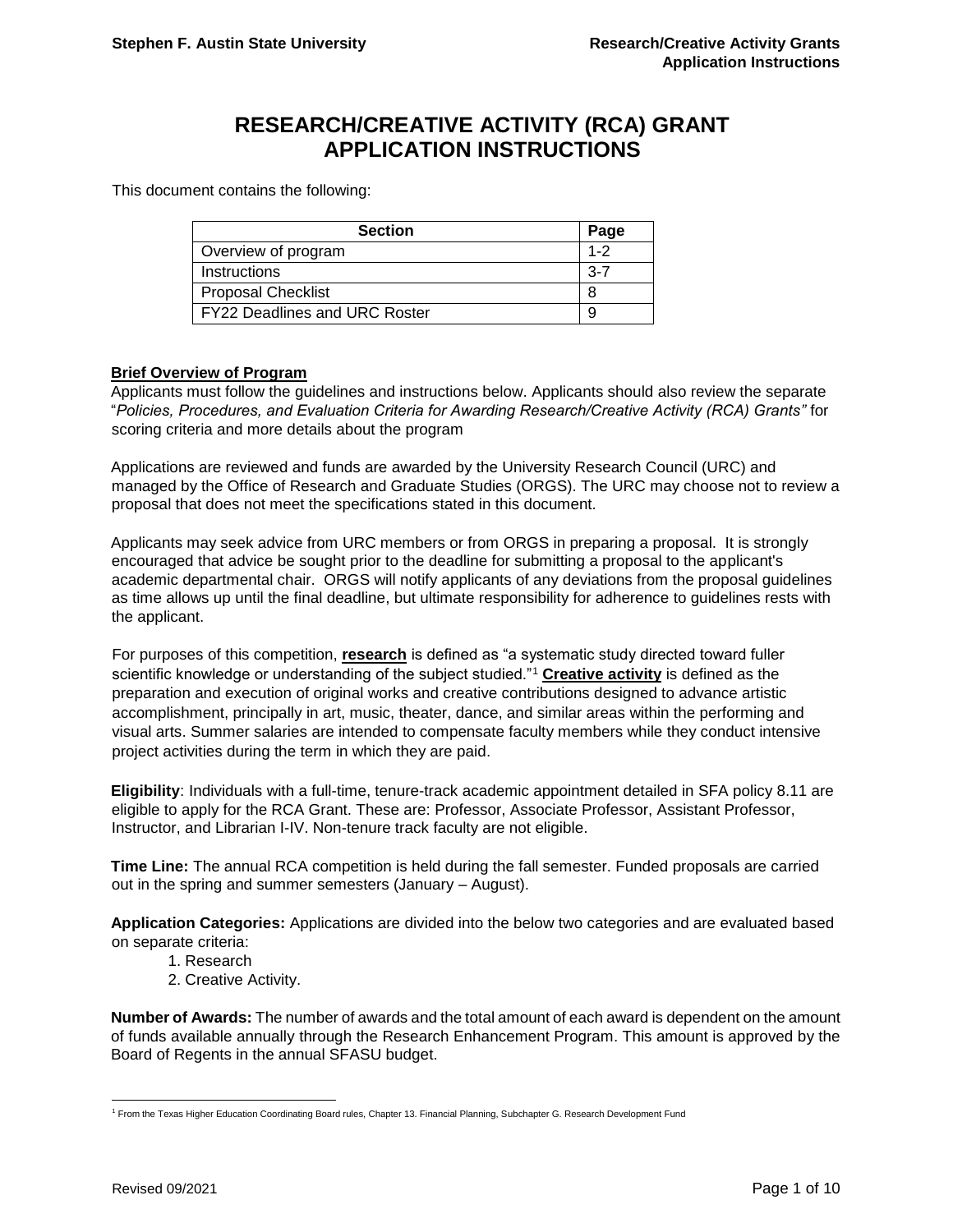# RESEARCH/CREATIVE ACTIVITY (RCA) GRANT APPLICATION INSTRUCTIONS

This document contains the following:

| Section | Page |
|---|---|
| Overview of program | 1-2 |
| Instructions | 3-7 |
| Proposal Checklist | 8 |
| FY22 Deadlines and URC Roster | 9 |

## Brief Overview of Program

Applicants must follow the guidelines and instructions below. Applicants should also review the separate "*Policies, Procedures, and Evaluation Criteria for Awarding Research/Creative Activity (RCA) Grants"* for scoring criteria and more details about the program

Applications are reviewed and funds are awarded by the University Research Council (URC) and managed by the Office of Research and Graduate Studies (ORGS). The URC may choose not to review a proposal that does not meet the specifications stated in this document.

Applicants may seek advice from URC members or from ORGS in preparing a proposal. It is strongly encouraged that advice be sought prior to the deadline for submitting a proposal to the applicant's academic departmental chair. ORGS will notify applicants of any deviations from the proposal guidelines as time allows up until the final deadline, but ultimate responsibility for adherence to guidelines rests with the applicant.

For purposes of this competition, **research** is defined as "a systematic study directed toward fuller scientific knowledge or understanding of the subject studied."[1] **Creative activity** is defined as the preparation and execution of original works and creative contributions designed to advance artistic accomplishment, principally in art, music, theater, dance, and similar areas within the performing and visual arts. Summer salaries are intended to compensate faculty members while they conduct intensive project activities during the term in which they are paid.

**Eligibility**: Individuals with a full-time, tenure-track academic appointment detailed in SFA policy 8.11 are eligible to apply for the RCA Grant. These are: Professor, Associate Professor, Assistant Professor, Instructor, and Librarian I-IV. Non-tenure track faculty are not eligible.

**Time Line:** The annual RCA competition is held during the fall semester. Funded proposals are carried out in the spring and summer semesters (January – August).

**Application Categories:** Applications are divided into the below two categories and are evaluated based on separate criteria:

1. Research
2. Creative Activity.

**Number of Awards:** The number of awards and the total amount of each award is dependent on the amount of funds available annually through the Research Enhancement Program. This amount is approved by the Board of Regents in the annual SFASU budget.

[1] From the Texas Higher Education Coordinating Board rules, Chapter 13. Financial Planning, Subchapter G. Research Development Fund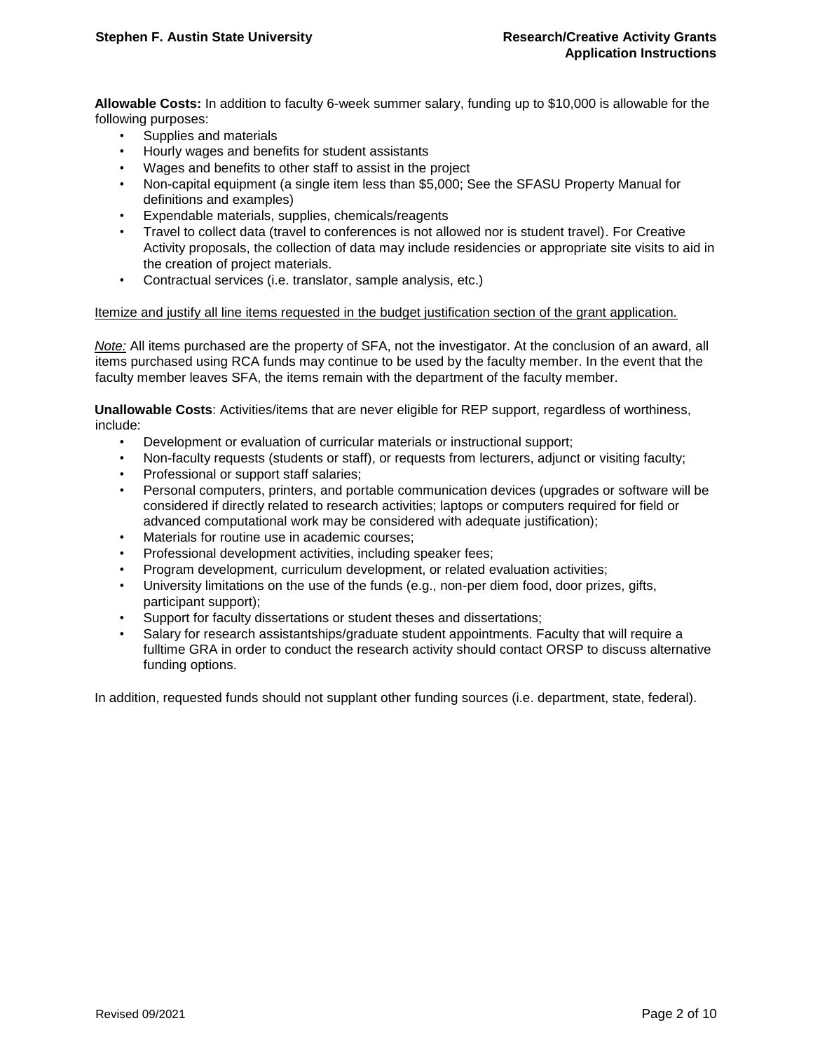**Allowable Costs:** In addition to faculty 6-week summer salary, funding up to $10,000 is allowable for the following purposes:

- Supplies and materials
- Hourly wages and benefits for student assistants
- Wages and benefits to other staff to assist in the project
- Non-capital equipment (a single item less than $5,000; See the SFASU Property Manual for definitions and examples)
- Expendable materials, supplies, chemicals/reagents
- Travel to collect data (travel to conferences is not allowed nor is student travel). For Creative Activity proposals, the collection of data may include residencies or appropriate site visits to aid in the creation of project materials.
- Contractual services (i.e. translator, sample analysis, etc.)

<u>Itemize and justify all line items requested in the budget justification section of the grant application.</u>

*<u>Note:</u>* All items purchased are the property of SFA, not the investigator. At the conclusion of an award, all items purchased using RCA funds may continue to be used by the faculty member. In the event that the faculty member leaves SFA, the items remain with the department of the faculty member.

**Unallowable Costs**: Activities/items that are never eligible for REP support, regardless of worthiness, include:

- Development or evaluation of curricular materials or instructional support;
- Non-faculty requests (students or staff), or requests from lecturers, adjunct or visiting faculty;
- Professional or support staff salaries;
- Personal computers, printers, and portable communication devices (upgrades or software will be considered if directly related to research activities; laptops or computers required for field or advanced computational work may be considered with adequate justification);
- Materials for routine use in academic courses;
- Professional development activities, including speaker fees;
- Program development, curriculum development, or related evaluation activities;
- University limitations on the use of the funds (e.g., non-per diem food, door prizes, gifts, participant support);
- Support for faculty dissertations or student theses and dissertations;
- Salary for research assistantships/graduate student appointments. Faculty that will require a fulltime GRA in order to conduct the research activity should contact ORSP to discuss alternative funding options.

In addition, requested funds should not supplant other funding sources (i.e. department, state, federal).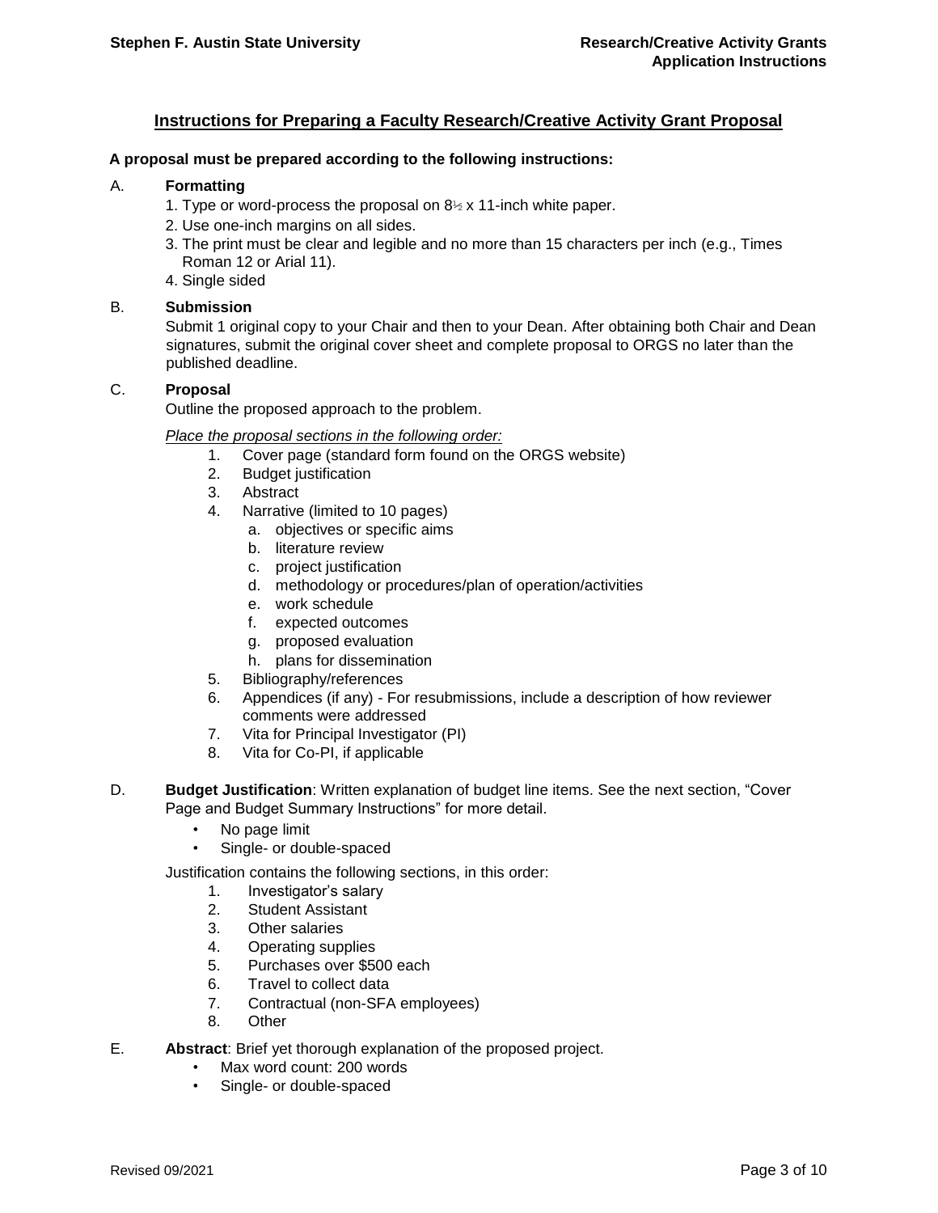## Instructions for Preparing a Faculty Research/Creative Activity Grant Proposal

**A proposal must be prepared according to the following instructions:**

A. **Formatting**

1. Type or word-process the proposal on 8½ x 11-inch white paper.
2. Use one-inch margins on all sides.
3. The print must be clear and legible and no more than 15 characters per inch (e.g., Times Roman 12 or Arial 11).
4. Single sided

B. **Submission**

Submit 1 original copy to your Chair and then to your Dean. After obtaining both Chair and Dean signatures, submit the original cover sheet and complete proposal to ORGS no later than the published deadline.

C. **Proposal**

Outline the proposed approach to the problem.

*Place the proposal sections in the following order:*

1. Cover page (standard form found on the ORGS website)
2. Budget justification
3. Abstract
4. Narrative (limited to 10 pages)
   a. objectives or specific aims
   b. literature review
   c. project justification
   d. methodology or procedures/plan of operation/activities
   e. work schedule
   f. expected outcomes
   g. proposed evaluation
   h. plans for dissemination
5. Bibliography/references
6. Appendices (if any) - For resubmissions, include a description of how reviewer comments were addressed
7. Vita for Principal Investigator (PI)
8. Vita for Co-PI, if applicable

D. **Budget Justification**: Written explanation of budget line items. See the next section, "Cover Page and Budget Summary Instructions" for more detail.

- No page limit
- Single- or double-spaced

Justification contains the following sections, in this order:

1. Investigator's salary
2. Student Assistant
3. Other salaries
4. Operating supplies
5. Purchases over $500 each
6. Travel to collect data
7. Contractual (non-SFA employees)
8. Other

E. **Abstract**: Brief yet thorough explanation of the proposed project.

- Max word count: 200 words
- Single- or double-spaced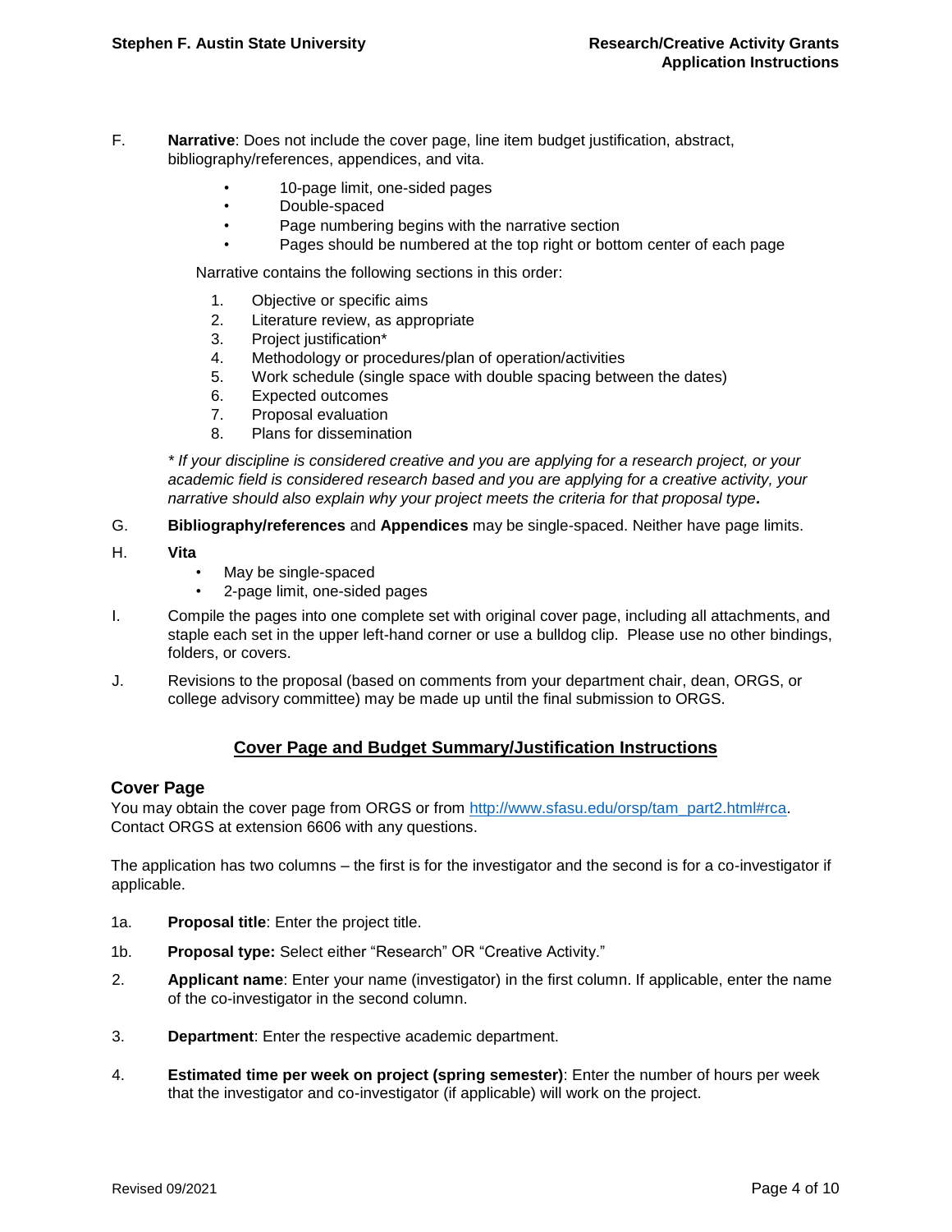F. **Narrative**: Does not include the cover page, line item budget justification, abstract, bibliography/references, appendices, and vita.

- 10-page limit, one-sided pages
- Double-spaced
- Page numbering begins with the narrative section
- Pages should be numbered at the top right or bottom center of each page

Narrative contains the following sections in this order:

1. Objective or specific aims
2. Literature review, as appropriate
3. Project justification*
4. Methodology or procedures/plan of operation/activities
5. Work schedule (single space with double spacing between the dates)
6. Expected outcomes
7. Proposal evaluation
8. Plans for dissemination

*\* If your discipline is considered creative and you are applying for a research project, or your academic field is considered research based and you are applying for a creative activity, your narrative should also explain why your project meets the criteria for that proposal type.*

G. **Bibliography/references** and **Appendices** may be single-spaced. Neither have page limits.

H. **Vita**

- May be single-spaced
- 2-page limit, one-sided pages

I. Compile the pages into one complete set with original cover page, including all attachments, and staple each set in the upper left-hand corner or use a bulldog clip. Please use no other bindings, folders, or covers.

J. Revisions to the proposal (based on comments from your department chair, dean, ORGS, or college advisory committee) may be made up until the final submission to ORGS.

## Cover Page and Budget Summary/Justification Instructions

### Cover Page

You may obtain the cover page from ORGS or from http://www.sfasu.edu/orsp/tam_part2.html#rca. Contact ORGS at extension 6606 with any questions.

The application has two columns – the first is for the investigator and the second is for a co-investigator if applicable.

1a. **Proposal title**: Enter the project title.

1b. **Proposal type:** Select either "Research" OR "Creative Activity."

2. **Applicant name**: Enter your name (investigator) in the first column. If applicable, enter the name of the co-investigator in the second column.

3. **Department**: Enter the respective academic department.

4. **Estimated time per week on project (spring semester)**: Enter the number of hours per week that the investigator and co-investigator (if applicable) will work on the project.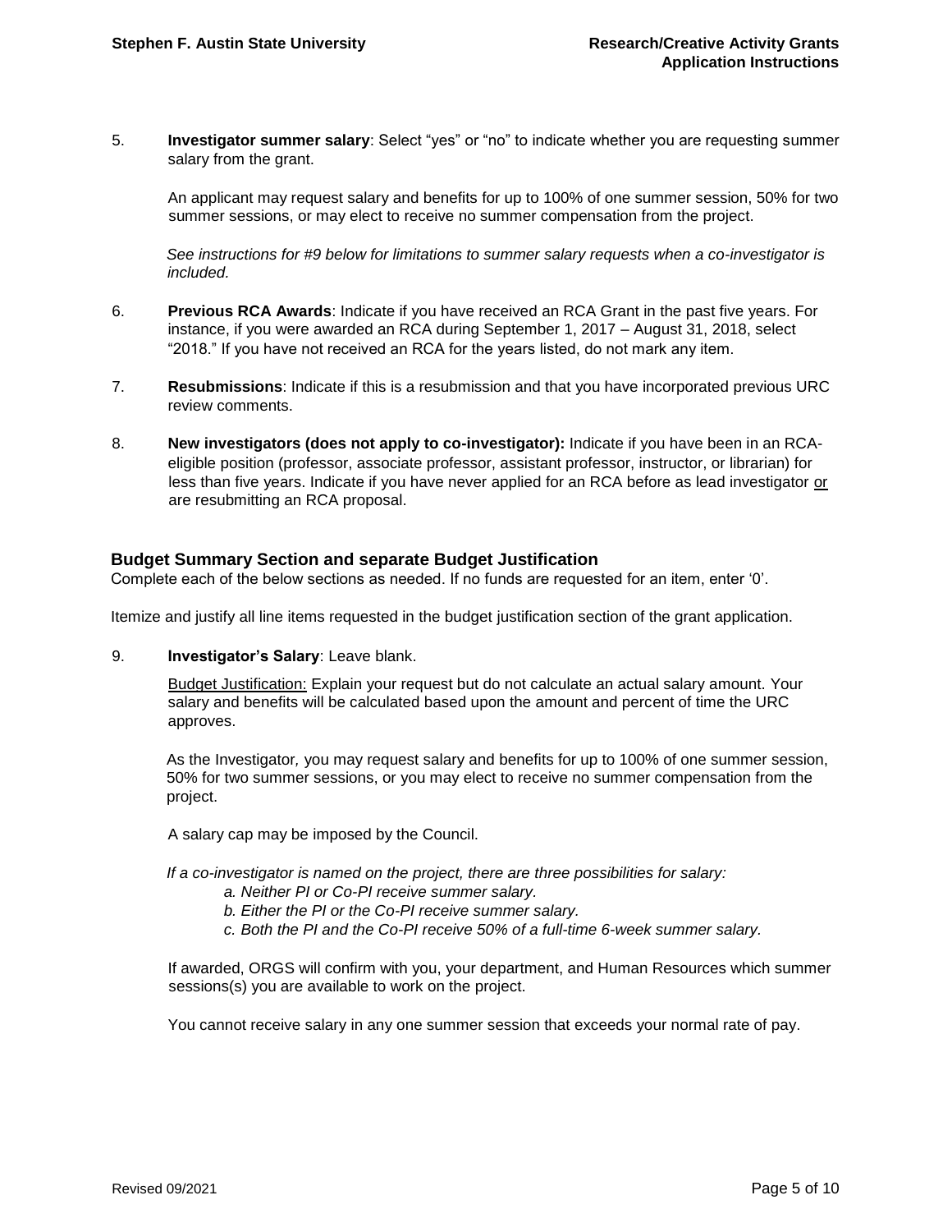5. **Investigator summer salary**: Select "yes" or "no" to indicate whether you are requesting summer salary from the grant.

   An applicant may request salary and benefits for up to 100% of one summer session, 50% for two summer sessions, or may elect to receive no summer compensation from the project.

   *See instructions for #9 below for limitations to summer salary requests when a co-investigator is included.*

6. **Previous RCA Awards**: Indicate if you have received an RCA Grant in the past five years. For instance, if you were awarded an RCA during September 1, 2017 – August 31, 2018, select "2018." If you have not received an RCA for the years listed, do not mark any item.

7. **Resubmissions**: Indicate if this is a resubmission and that you have incorporated previous URC review comments.

8. **New investigators (does not apply to co-investigator):** Indicate if you have been in an RCA-eligible position (professor, associate professor, assistant professor, instructor, or librarian) for less than five years. Indicate if you have never applied for an RCA before as lead investigator <u>or</u> are resubmitting an RCA proposal.

## Budget Summary Section and separate Budget Justification

Complete each of the below sections as needed. If no funds are requested for an item, enter '0'.

Itemize and justify all line items requested in the budget justification section of the grant application.

9. **Investigator's Salary**: Leave blank.

   <u>Budget Justification:</u> Explain your request but do not calculate an actual salary amount. Your salary and benefits will be calculated based upon the amount and percent of time the URC approves.

   As the Investigator, you may request salary and benefits for up to 100% of one summer session, 50% for two summer sessions, or you may elect to receive no summer compensation from the project.

   A salary cap may be imposed by the Council.

   *If a co-investigator is named on the project, there are three possibilities for salary:*
   - *a. Neither PI or Co-PI receive summer salary.*
   - *b. Either the PI or the Co-PI receive summer salary.*
   - *c. Both the PI and the Co-PI receive 50% of a full-time 6-week summer salary.*

   If awarded, ORGS will confirm with you, your department, and Human Resources which summer sessions(s) you are available to work on the project.

   You cannot receive salary in any one summer session that exceeds your normal rate of pay.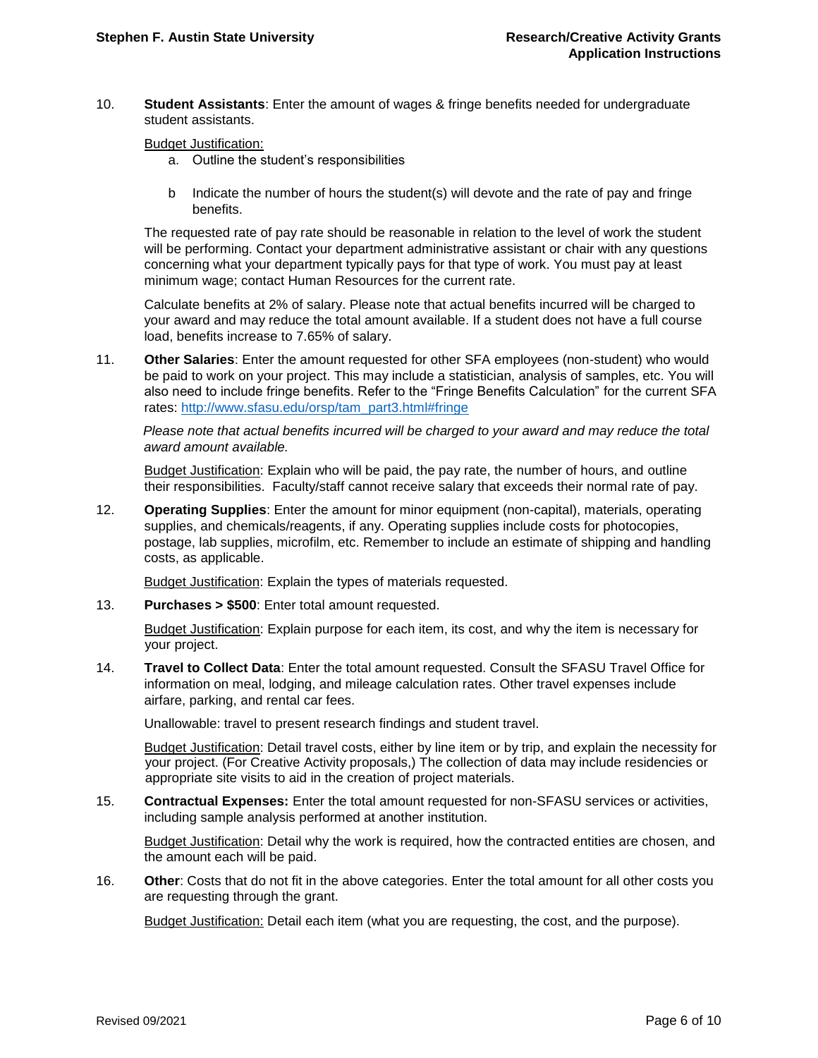10. **Student Assistants**: Enter the amount of wages & fringe benefits needed for undergraduate student assistants.

    Budget Justification:

    a. Outline the student's responsibilities

    b Indicate the number of hours the student(s) will devote and the rate of pay and fringe benefits.

    The requested rate of pay rate should be reasonable in relation to the level of work the student will be performing. Contact your department administrative assistant or chair with any questions concerning what your department typically pays for that type of work. You must pay at least minimum wage; contact Human Resources for the current rate.

    Calculate benefits at 2% of salary. Please note that actual benefits incurred will be charged to your award and may reduce the total amount available. If a student does not have a full course load, benefits increase to 7.65% of salary.

11. **Other Salaries**: Enter the amount requested for other SFA employees (non-student) who would be paid to work on your project. This may include a statistician, analysis of samples, etc. You will also need to include fringe benefits. Refer to the "Fringe Benefits Calculation" for the current SFA rates: http://www.sfasu.edu/orsp/tam_part3.html#fringe

    *Please note that actual benefits incurred will be charged to your award and may reduce the total award amount available.*

    Budget Justification: Explain who will be paid, the pay rate, the number of hours, and outline their responsibilities. Faculty/staff cannot receive salary that exceeds their normal rate of pay.

12. **Operating Supplies**: Enter the amount for minor equipment (non-capital), materials, operating supplies, and chemicals/reagents, if any. Operating supplies include costs for photocopies, postage, lab supplies, microfilm, etc. Remember to include an estimate of shipping and handling costs, as applicable.

    Budget Justification: Explain the types of materials requested.

13. **Purchases > $500**: Enter total amount requested.

    Budget Justification: Explain purpose for each item, its cost, and why the item is necessary for your project.

14. **Travel to Collect Data**: Enter the total amount requested. Consult the SFASU Travel Office for information on meal, lodging, and mileage calculation rates. Other travel expenses include airfare, parking, and rental car fees.

    Unallowable: travel to present research findings and student travel.

    Budget Justification: Detail travel costs, either by line item or by trip, and explain the necessity for your project. (For Creative Activity proposals,) The collection of data may include residencies or appropriate site visits to aid in the creation of project materials.

15. **Contractual Expenses:** Enter the total amount requested for non-SFASU services or activities, including sample analysis performed at another institution.

    Budget Justification: Detail why the work is required, how the contracted entities are chosen, and the amount each will be paid.

16. **Other**: Costs that do not fit in the above categories. Enter the total amount for all other costs you are requesting through the grant.

    Budget Justification: Detail each item (what you are requesting, the cost, and the purpose).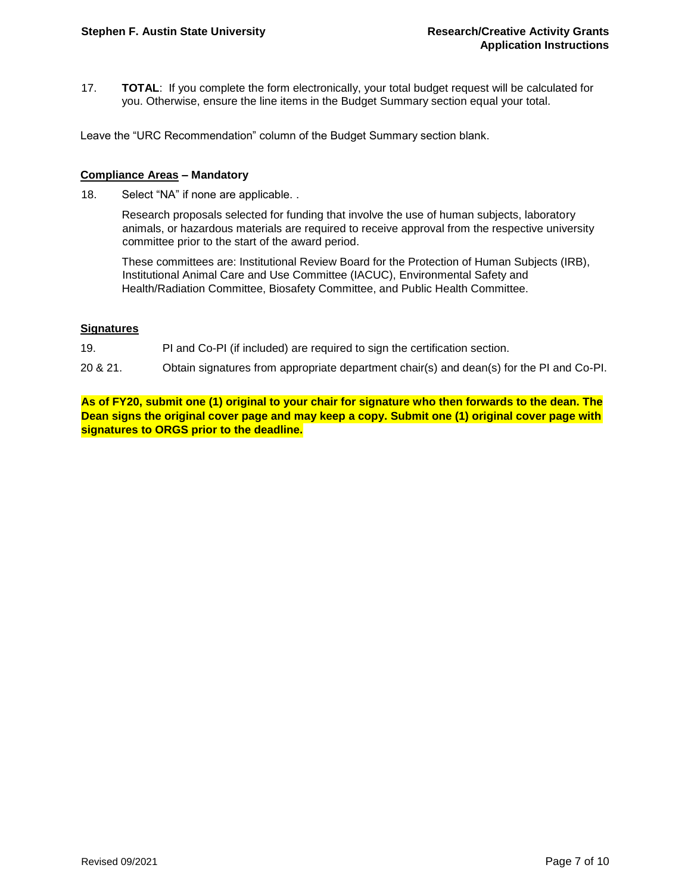17. **TOTAL**: If you complete the form electronically, your total budget request will be calculated for you. Otherwise, ensure the line items in the Budget Summary section equal your total.

Leave the "URC Recommendation" column of the Budget Summary section blank.

**<u>Compliance Areas</u> – Mandatory**

18. Select "NA" if none are applicable. .

 Research proposals selected for funding that involve the use of human subjects, laboratory animals, or hazardous materials are required to receive approval from the respective university committee prior to the start of the award period.

 These committees are: Institutional Review Board for the Protection of Human Subjects (IRB), Institutional Animal Care and Use Committee (IACUC), Environmental Safety and Health/Radiation Committee, Biosafety Committee, and Public Health Committee.

**<u>Signatures</u>**

19. PI and Co-PI (if included) are required to sign the certification section.

20 & 21. Obtain signatures from appropriate department chair(s) and dean(s) for the PI and Co-PI.

**As of FY20, submit one (1) original to your chair for signature who then forwards to the dean. The Dean signs the original cover page and may keep a copy. Submit one (1) original cover page with signatures to ORGS prior to the deadline.**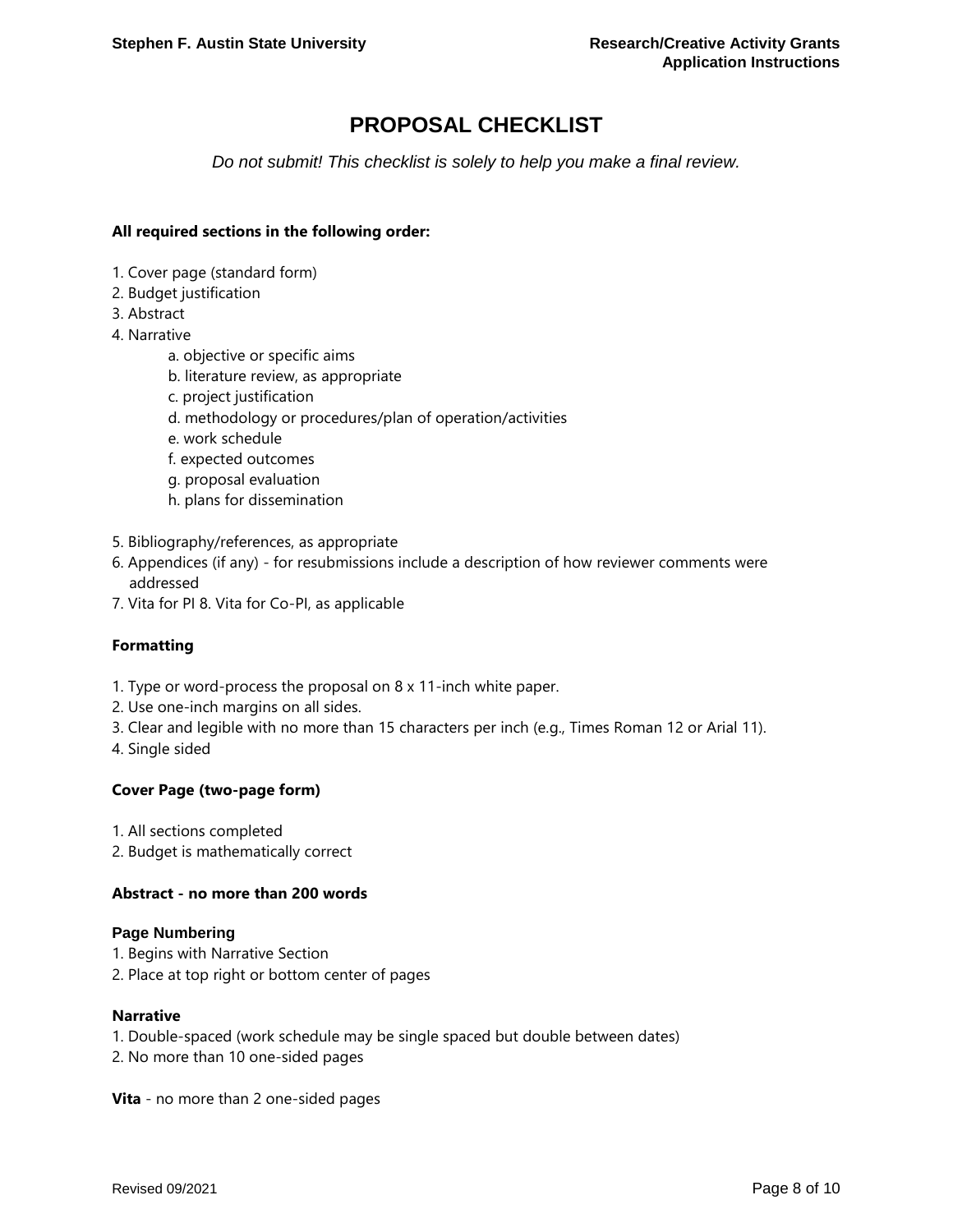# PROPOSAL CHECKLIST

*Do not submit! This checklist is solely to help you make a final review.*

**All required sections in the following order:**

1. Cover page (standard form)
2. Budget justification
3. Abstract
4. Narrative
    - a. objective or specific aims
    - b. literature review, as appropriate
    - c. project justification
    - d. methodology or procedures/plan of operation/activities
    - e. work schedule
    - f. expected outcomes
    - g. proposal evaluation
    - h. plans for dissemination
5. Bibliography/references, as appropriate
6. Appendices (if any) - for resubmissions include a description of how reviewer comments were addressed
7. Vita for PI 8. Vita for Co-PI, as applicable

**Formatting**

1. Type or word-process the proposal on 8 x 11-inch white paper.
2. Use one-inch margins on all sides.
3. Clear and legible with no more than 15 characters per inch (e.g., Times Roman 12 or Arial 11).
4. Single sided

**Cover Page (two-page form)**

1. All sections completed
2. Budget is mathematically correct

**Abstract - no more than 200 words**

**Page Numbering**

1. Begins with Narrative Section
2. Place at top right or bottom center of pages

**Narrative**

1. Double-spaced (work schedule may be single spaced but double between dates)
2. No more than 10 one-sided pages

**Vita** - no more than 2 one-sided pages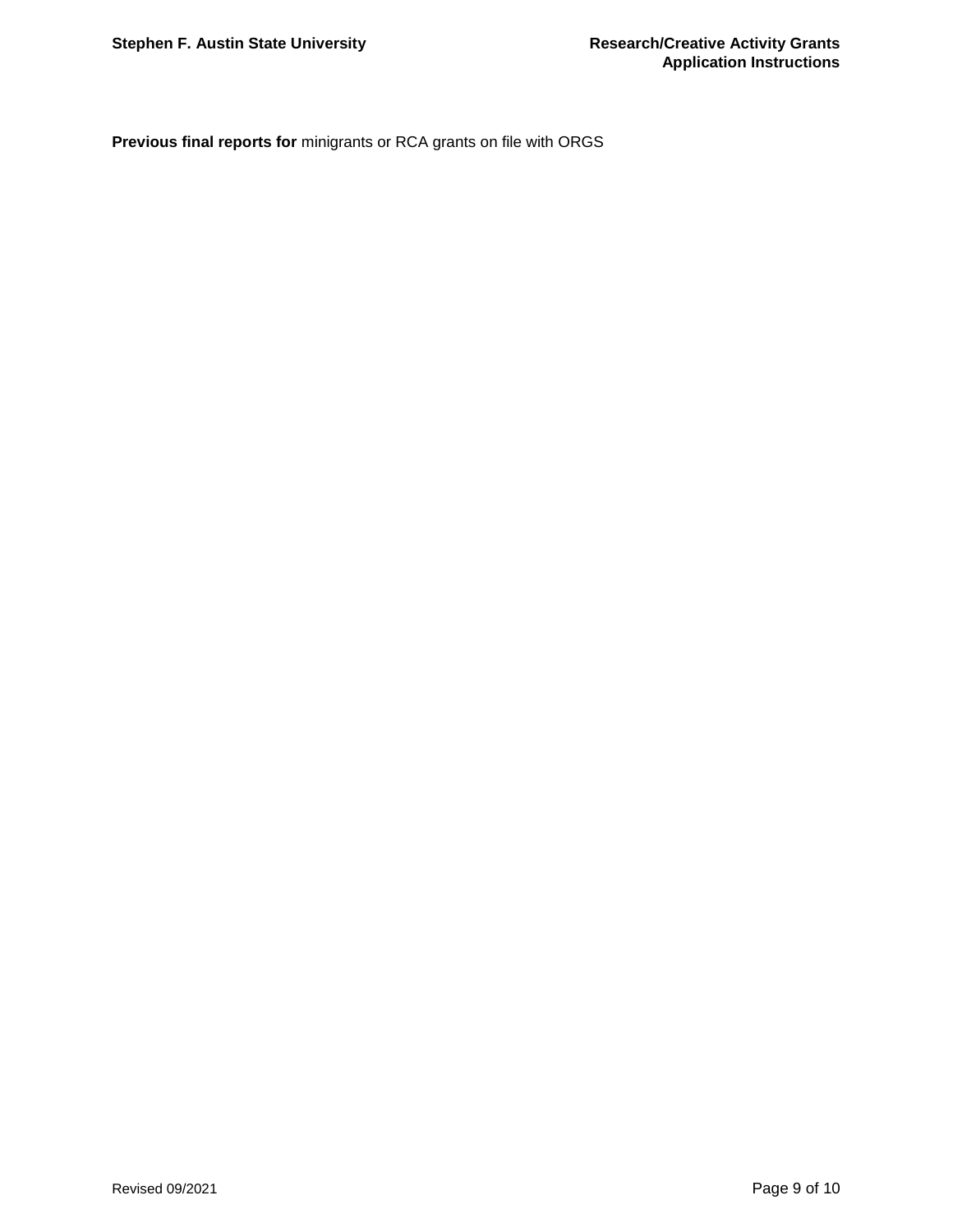**Previous final reports for** minigrants or RCA grants on file with ORGS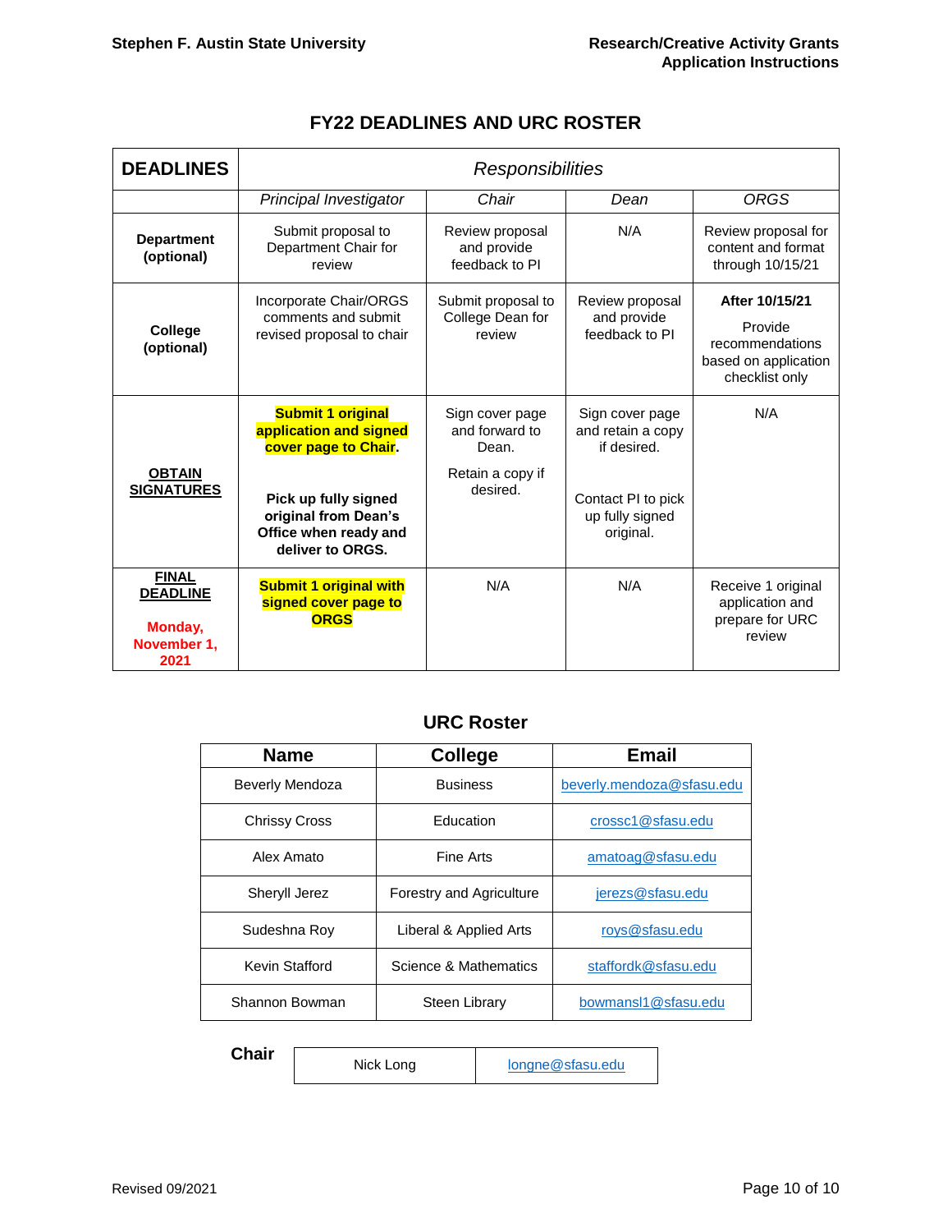## FY22 DEADLINES AND URC ROSTER

| **DEADLINES** | *Responsibilities* | | | |
|---|---|---|---|---|
| | *Principal Investigator* | *Chair* | *Dean* | *ORGS* |
| **Department (optional)** | Submit proposal to Department Chair for review | Review proposal and provide feedback to PI | N/A | Review proposal for content and format through 10/15/21 |
| **College (optional)** | Incorporate Chair/ORGS comments and submit revised proposal to chair | Submit proposal to College Dean for review | Review proposal and provide feedback to PI | **After 10/15/21** Provide recommendations based on application checklist only |
| **OBTAIN SIGNATURES** | **Submit 1 original application and signed cover page to Chair.** **Pick up fully signed original from Dean's Office when ready and deliver to ORGS.** | Sign cover page and forward to Dean. Retain a copy if desired. | Sign cover page and retain a copy if desired. Contact PI to pick up fully signed original. | N/A |
| **FINAL DEADLINE** **Monday, November 1, 2021** | **Submit 1 original with signed cover page to ORGS** | N/A | N/A | Receive 1 original application and prepare for URC review |

### URC Roster

| Name | College | Email |
|---|---|---|
| Beverly Mendoza | Business | beverly.mendoza@sfasu.edu |
| Chrissy Cross | Education | crossc1@sfasu.edu |
| Alex Amato | Fine Arts | amatoag@sfasu.edu |
| Sheryll Jerez | Forestry and Agriculture | jerezs@sfasu.edu |
| Sudeshna Roy | Liberal & Applied Arts | roys@sfasu.edu |
| Kevin Stafford | Science & Mathematics | staffordk@sfasu.edu |
| Shannon Bowman | Steen Library | bowmansl1@sfasu.edu |

**Chair**

| | |
|---|---|
| Nick Long | longne@sfasu.edu |

Revised 09/2021